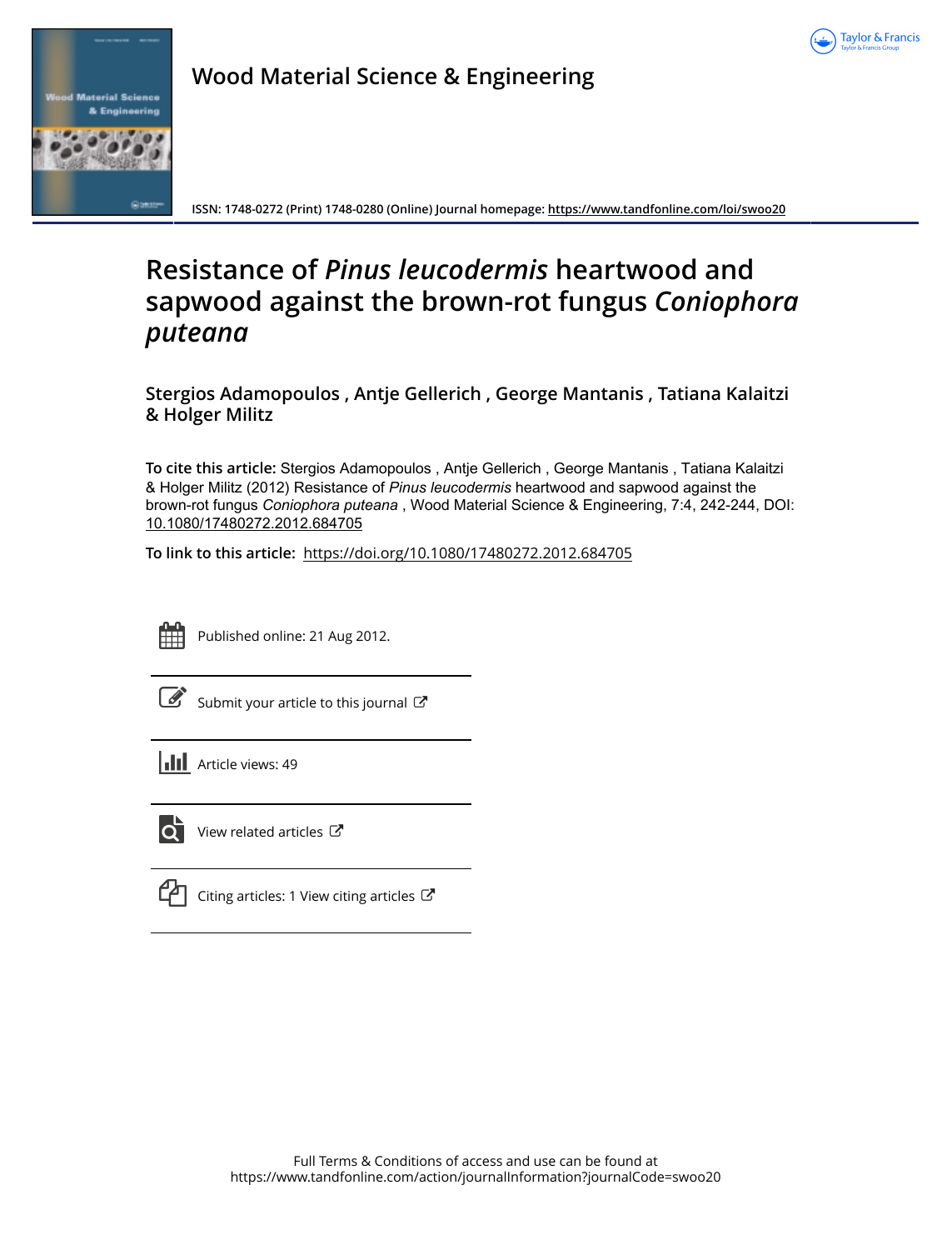# Wood Material Science & Engineering

ISSN: 1748-0272 (Print) 1748-0280 (Online) Journal homepage: https://www.tandfonline.com/loi/swoo20

# Resistance of *Pinus leucodermis* heartwood and sapwood against the brown-rot fungus *Coniophora puteana*

**Stergios Adamopoulos , Antje Gellerich , George Mantanis , Tatiana Kalaitzi & Holger Militz**

**To cite this article:** Stergios Adamopoulos , Antje Gellerich , George Mantanis , Tatiana Kalaitzi & Holger Militz (2012) Resistance of *Pinus leucodermis* heartwood and sapwood against the brown-rot fungus *Coniophora puteana* , Wood Material Science & Engineering, 7:4, 242-244, DOI: 10.1080/17480272.2012.684705

**To link to this article:** https://doi.org/10.1080/17480272.2012.684705

Published online: 21 Aug 2012.

Submit your article to this journal

Article views: 49

View related articles

Citing articles: 1 View citing articles

Full Terms & Conditions of access and use can be found at
https://www.tandfonline.com/action/journalInformation?journalCode=swoo20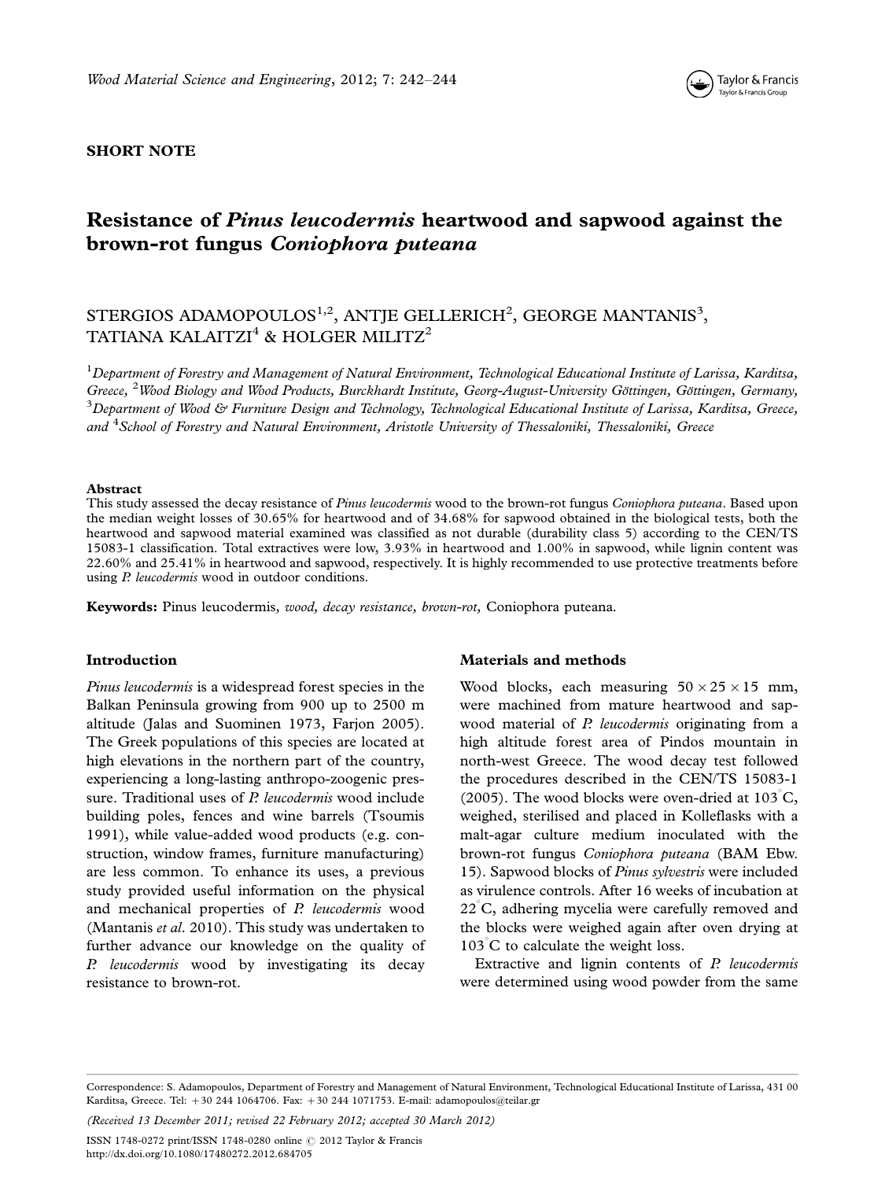**SHORT NOTE**

# Resistance of *Pinus leucodermis* heartwood and sapwood against the brown-rot fungus *Coniophora puteana*

STERGIOS ADAMOPOULOS[1,2], ANTJE GELLERICH[2], GEORGE MANTANIS[3], TATIANA KALAITZI[4] & HOLGER MILITZ[2]

[1]*Department of Forestry and Management of Natural Environment, Technological Educational Institute of Larissa, Karditsa, Greece,* [2]*Wood Biology and Wood Products, Burckhardt Institute, Georg-August-University Göttingen, Göttingen, Germany,* [3]*Department of Wood & Furniture Design and Technology, Technological Educational Institute of Larissa, Karditsa, Greece, and* [4]*School of Forestry and Natural Environment, Aristotle University of Thessaloniki, Thessaloniki, Greece*

## Abstract

This study assessed the decay resistance of *Pinus leucodermis* wood to the brown-rot fungus *Coniophora puteana*. Based upon the median weight losses of 30.65% for heartwood and of 34.68% for sapwood obtained in the biological tests, both the heartwood and sapwood material examined was classified as not durable (durability class 5) according to the CEN/TS 15083-1 classification. Total extractives were low, 3.93% in heartwood and 1.00% in sapwood, while lignin content was 22.60% and 25.41% in heartwood and sapwood, respectively. It is highly recommended to use protective treatments before using *P. leucodermis* wood in outdoor conditions.

**Keywords:** Pinus leucodermis, *wood, decay resistance, brown-rot,* Coniophora puteana.

## Introduction

*Pinus leucodermis* is a widespread forest species in the Balkan Peninsula growing from 900 up to 2500 m altitude (Jalas and Suominen 1973, Farjon 2005). The Greek populations of this species are located at high elevations in the northern part of the country, experiencing a long-lasting anthropo-zoogenic pressure. Traditional uses of *P. leucodermis* wood include building poles, fences and wine barrels (Tsoumis 1991), while value-added wood products (e.g. construction, window frames, furniture manufacturing) are less common. To enhance its uses, a previous study provided useful information on the physical and mechanical properties of *P. leucodermis* wood (Mantanis *et al.* 2010). This study was undertaken to further advance our knowledge on the quality of *P. leucodermis* wood by investigating its decay resistance to brown-rot.

## Materials and methods

Wood blocks, each measuring $50 \times 25 \times 15$ mm, were machined from mature heartwood and sapwood material of *P. leucodermis* originating from a high altitude forest area of Pindos mountain in north-west Greece. The wood decay test followed the procedures described in the CEN/TS 15083-1 (2005). The wood blocks were oven-dried at 103°C, weighed, sterilised and placed in Kolleflasks with a malt-agar culture medium inoculated with the brown-rot fungus *Coniophora puteana* (BAM Ebw. 15). Sapwood blocks of *Pinus sylvestris* were included as virulence controls. After 16 weeks of incubation at 22°C, adhering mycelia were carefully removed and the blocks were weighed again after oven drying at 103°C to calculate the weight loss.

Extractive and lignin contents of *P. leucodermis* were determined using wood powder from the same

Correspondence: S. Adamopoulos, Department of Forestry and Management of Natural Environment, Technological Educational Institute of Larissa, 431 00 Karditsa, Greece. Tel: +30 244 1064706. Fax: +30 244 1071753. E-mail: adamopoulos@teilar.gr

(Received 13 December 2011; revised 22 February 2012; accepted 30 March 2012)

ISSN 1748-0272 print/ISSN 1748-0280 online © 2012 Taylor & Francis
http://dx.doi.org/10.1080/17480272.2012.684705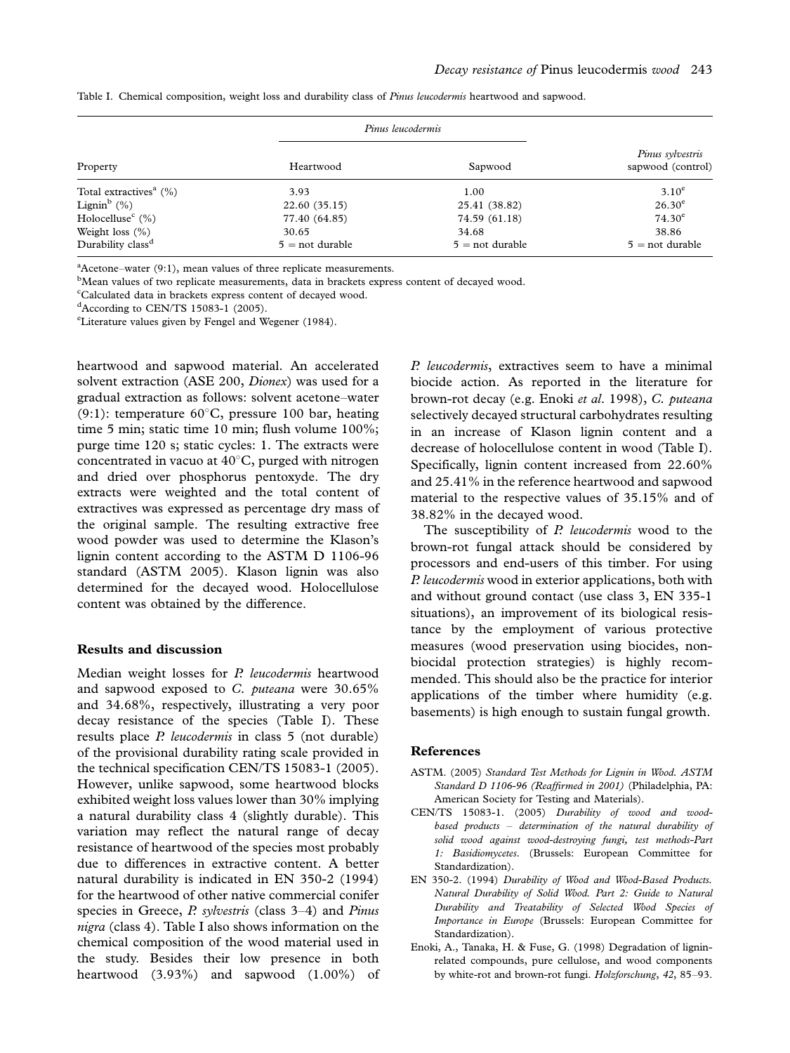Table I. Chemical composition, weight loss and durability class of *Pinus leucodermis* heartwood and sapwood.

| Property | *Pinus leucodermis* | | *Pinus sylvestris* sapwood (control) |
|---|---|---|---|
| | Heartwood | Sapwood | |
| Total extractives[a] (%) | 3.93 | 1.00 | 3.10[e] |
| Lignin[b] (%) | 22.60 (35.15) | 25.41 (38.82) | 26.30[e] |
| Holocelluse[c] (%) | 77.40 (64.85) | 74.59 (61.18) | 74.30[e] |
| Weight loss (%) | 30.65 | 34.68 | 38.86 |
| Durability class[d] | 5 = not durable | 5 = not durable | 5 = not durable |

[a]Acetone–water (9:1), mean values of three replicate measurements.
[b]Mean values of two replicate measurements, data in brackets express content of decayed wood.
[c]Calculated data in brackets express content of decayed wood.
[d]According to CEN/TS 15083-1 (2005).
[e]Literature values given by Fengel and Wegener (1984).

heartwood and sapwood material. An accelerated solvent extraction (ASE 200, *Dionex*) was used for a gradual extraction as follows: solvent acetone–water (9:1): temperature 60°C, pressure 100 bar, heating time 5 min; static time 10 min; flush volume 100%; purge time 120 s; static cycles: 1. The extracts were concentrated in vacuo at 40°C, purged with nitrogen and dried over phosphorus pentoxyde. The dry extracts were weighted and the total content of extractives was expressed as percentage dry mass of the original sample. The resulting extractive free wood powder was used to determine the Klason's lignin content according to the ASTM D 1106-96 standard (ASTM 2005). Klason lignin was also determined for the decayed wood. Holocellulose content was obtained by the difference.

## Results and discussion

Median weight losses for *P. leucodermis* heartwood and sapwood exposed to *C. puteana* were 30.65% and 34.68%, respectively, illustrating a very poor decay resistance of the species (Table I). These results place *P. leucodermis* in class 5 (not durable) of the provisional durability rating scale provided in the technical specification CEN/TS 15083-1 (2005). However, unlike sapwood, some heartwood blocks exhibited weight loss values lower than 30% implying a natural durability class 4 (slightly durable). This variation may reflect the natural range of decay resistance of heartwood of the species most probably due to differences in extractive content. A better natural durability is indicated in EN 350-2 (1994) for the heartwood of other native commercial conifer species in Greece, *P. sylvestris* (class 3–4) and *Pinus nigra* (class 4). Table I also shows information on the chemical composition of the wood material used in the study. Besides their low presence in both heartwood (3.93%) and sapwood (1.00%) of *P. leucodermis*, extractives seem to have a minimal biocide action. As reported in the literature for brown-rot decay (e.g. Enoki *et al*. 1998), *C. puteana* selectively decayed structural carbohydrates resulting in an increase of Klason lignin content and a decrease of holocellulose content in wood (Table I). Specifically, lignin content increased from 22.60% and 25.41% in the reference heartwood and sapwood material to the respective values of 35.15% and of 38.82% in the decayed wood.

The susceptibility of *P. leucodermis* wood to the brown-rot fungal attack should be considered by processors and end-users of this timber. For using *P. leucodermis* wood in exterior applications, both with and without ground contact (use class 3, EN 335-1 situations), an improvement of its biological resistance by the employment of various protective measures (wood preservation using biocides, non-biocidal protection strategies) is highly recommended. This should also be the practice for interior applications of the timber where humidity (e.g. basements) is high enough to sustain fungal growth.

## References

ASTM. (2005) *Standard Test Methods for Lignin in Wood. ASTM Standard D 1106-96 (Reaffirmed in 2001)* (Philadelphia, PA: American Society for Testing and Materials).

CEN/TS 15083-1. (2005) *Durability of wood and wood-based products – determination of the natural durability of solid wood against wood-destroying fungi, test methods-Part 1: Basidiomycetes*. (Brussels: European Committee for Standardization).

EN 350-2. (1994) *Durability of Wood and Wood-Based Products. Natural Durability of Solid Wood. Part 2: Guide to Natural Durability and Treatability of Selected Wood Species of Importance in Europe* (Brussels: European Committee for Standardization).

Enoki, A., Tanaka, H. & Fuse, G. (1998) Degradation of lignin-related compounds, pure cellulose, and wood components by white-rot and brown-rot fungi. *Holzforschung*, *42*, 85–93.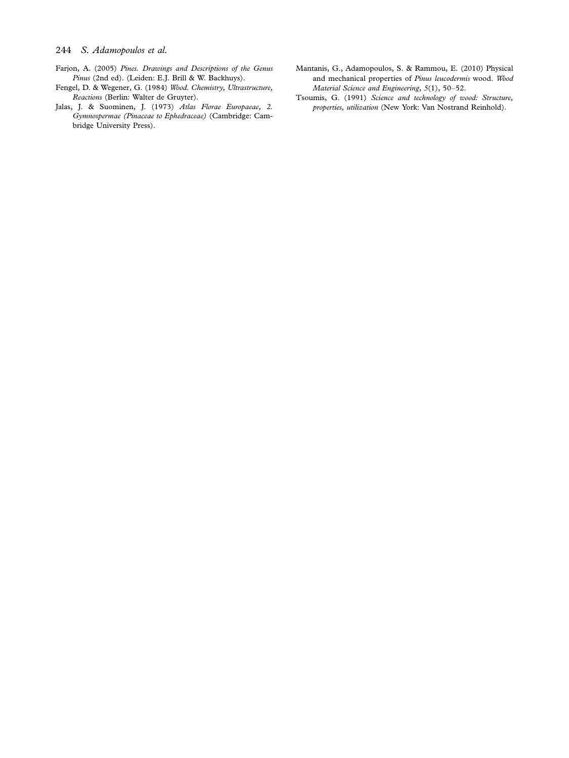Farjon, A. (2005) *Pines. Drawings and Descriptions of the Genus Pinus* (2nd ed). (Leiden: E.J. Brill & W. Backhuys).

Fengel, D. & Wegener, G. (1984) *Wood. Chemistry, Ultrastructure, Reactions* (Berlin: Walter de Gruyter).

Jalas, J. & Suominen, J. (1973) *Atlas Florae Europaeae, 2. Gymnospermae (Pinaceae to Ephedraceae)* (Cambridge: Cambridge University Press).

Mantanis, G., Adamopoulos, S. & Rammou, E. (2010) Physical and mechanical properties of *Pinus leucodermis* wood. *Wood Material Science and Engineering*, *5*(1), 50–52.

Tsoumis, G. (1991) *Science and technology of wood: Structure, properties, utilization* (New York: Van Nostrand Reinhold).